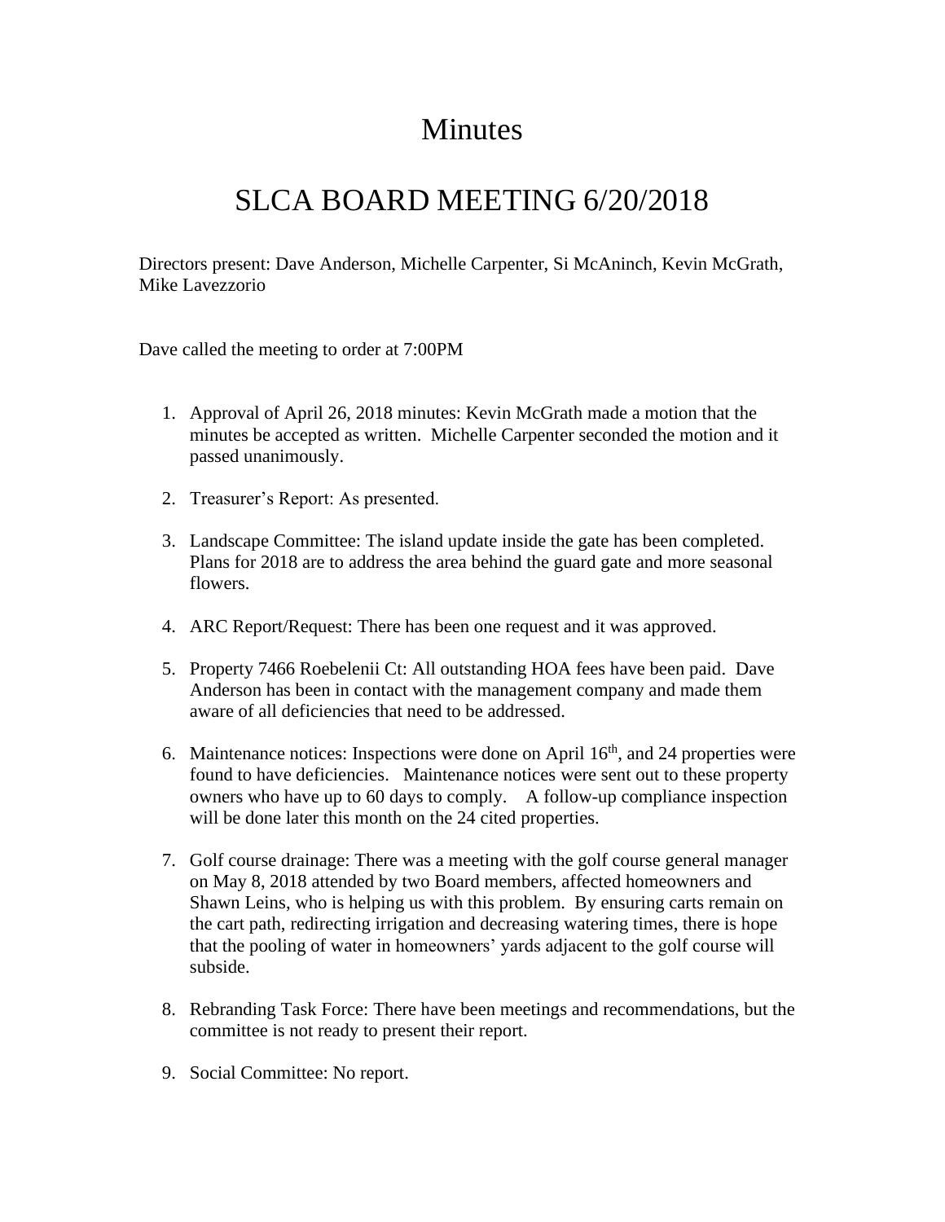# Minutes

# SLCA BOARD MEETING 6/20/2018

Directors present: Dave Anderson, Michelle Carpenter, Si McAninch, Kevin McGrath, Mike Lavezzorio

Dave called the meeting to order at 7:00PM

1. Approval of April 26, 2018 minutes: Kevin McGrath made a motion that the minutes be accepted as written. Michelle Carpenter seconded the motion and it passed unanimously.

2. Treasurer's Report: As presented.

3. Landscape Committee: The island update inside the gate has been completed. Plans for 2018 are to address the area behind the guard gate and more seasonal flowers.

4. ARC Report/Request: There has been one request and it was approved.

5. Property 7466 Roebelenii Ct: All outstanding HOA fees have been paid. Dave Anderson has been in contact with the management company and made them aware of all deficiencies that need to be addressed.

6. Maintenance notices: Inspections were done on April 16th, and 24 properties were found to have deficiencies. Maintenance notices were sent out to these property owners who have up to 60 days to comply. A follow-up compliance inspection will be done later this month on the 24 cited properties.

7. Golf course drainage: There was a meeting with the golf course general manager on May 8, 2018 attended by two Board members, affected homeowners and Shawn Leins, who is helping us with this problem. By ensuring carts remain on the cart path, redirecting irrigation and decreasing watering times, there is hope that the pooling of water in homeowners' yards adjacent to the golf course will subside.

8. Rebranding Task Force: There have been meetings and recommendations, but the committee is not ready to present their report.

9. Social Committee: No report.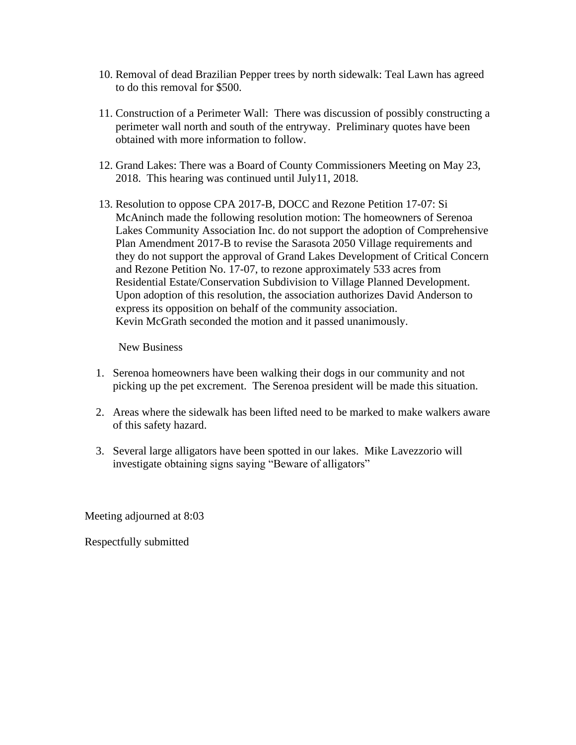10. Removal of dead Brazilian Pepper trees by north sidewalk: Teal Lawn has agreed to do this removal for $500.

11. Construction of a Perimeter Wall: There was discussion of possibly constructing a perimeter wall north and south of the entryway. Preliminary quotes have been obtained with more information to follow.

12. Grand Lakes: There was a Board of County Commissioners Meeting on May 23, 2018. This hearing was continued until July11, 2018.

13. Resolution to oppose CPA 2017-B, DOCC and Rezone Petition 17-07: Si McAninch made the following resolution motion: The homeowners of Serenoa Lakes Community Association Inc. do not support the adoption of Comprehensive Plan Amendment 2017-B to revise the Sarasota 2050 Village requirements and they do not support the approval of Grand Lakes Development of Critical Concern and Rezone Petition No. 17-07, to rezone approximately 533 acres from Residential Estate/Conservation Subdivision to Village Planned Development. Upon adoption of this resolution, the association authorizes David Anderson to express its opposition on behalf of the community association.
    Kevin McGrath seconded the motion and it passed unanimously.

New Business

1. Serenoa homeowners have been walking their dogs in our community and not picking up the pet excrement. The Serenoa president will be made this situation.

2. Areas where the sidewalk has been lifted need to be marked to make walkers aware of this safety hazard.

3. Several large alligators have been spotted in our lakes. Mike Lavezzorio will investigate obtaining signs saying “Beware of alligators”

Meeting adjourned at 8:03

Respectfully submitted